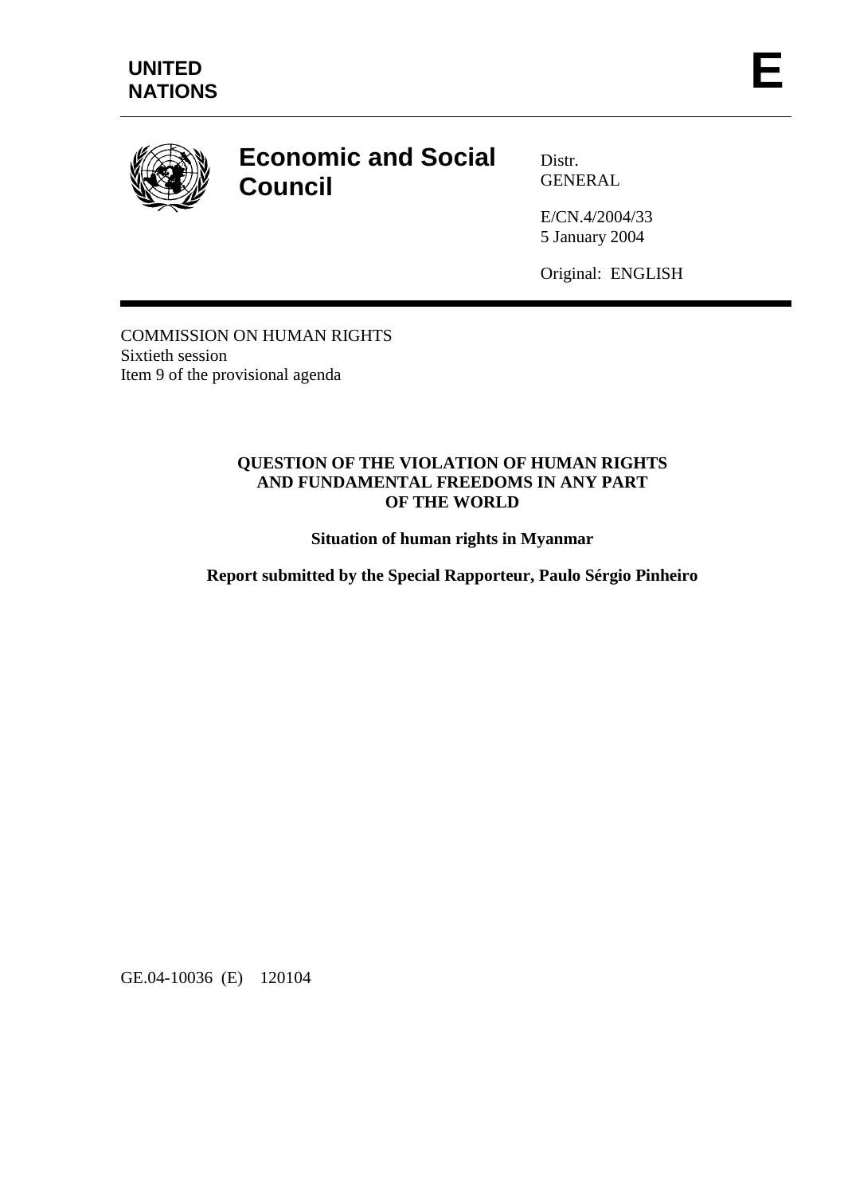**UNITED NATIONS**

**E**

# Economic and Social Council

Distr.
GENERAL

E/CN.4/2004/33
5 January 2004

Original: ENGLISH

COMMISSION ON HUMAN RIGHTS
Sixtieth session
Item 9 of the provisional agenda

## QUESTION OF THE VIOLATION OF HUMAN RIGHTS AND FUNDAMENTAL FREEDOMS IN ANY PART OF THE WORLD

**Situation of human rights in Myanmar**

**Report submitted by the Special Rapporteur, Paulo Sérgio Pinheiro**

GE.04-10036 (E) 120104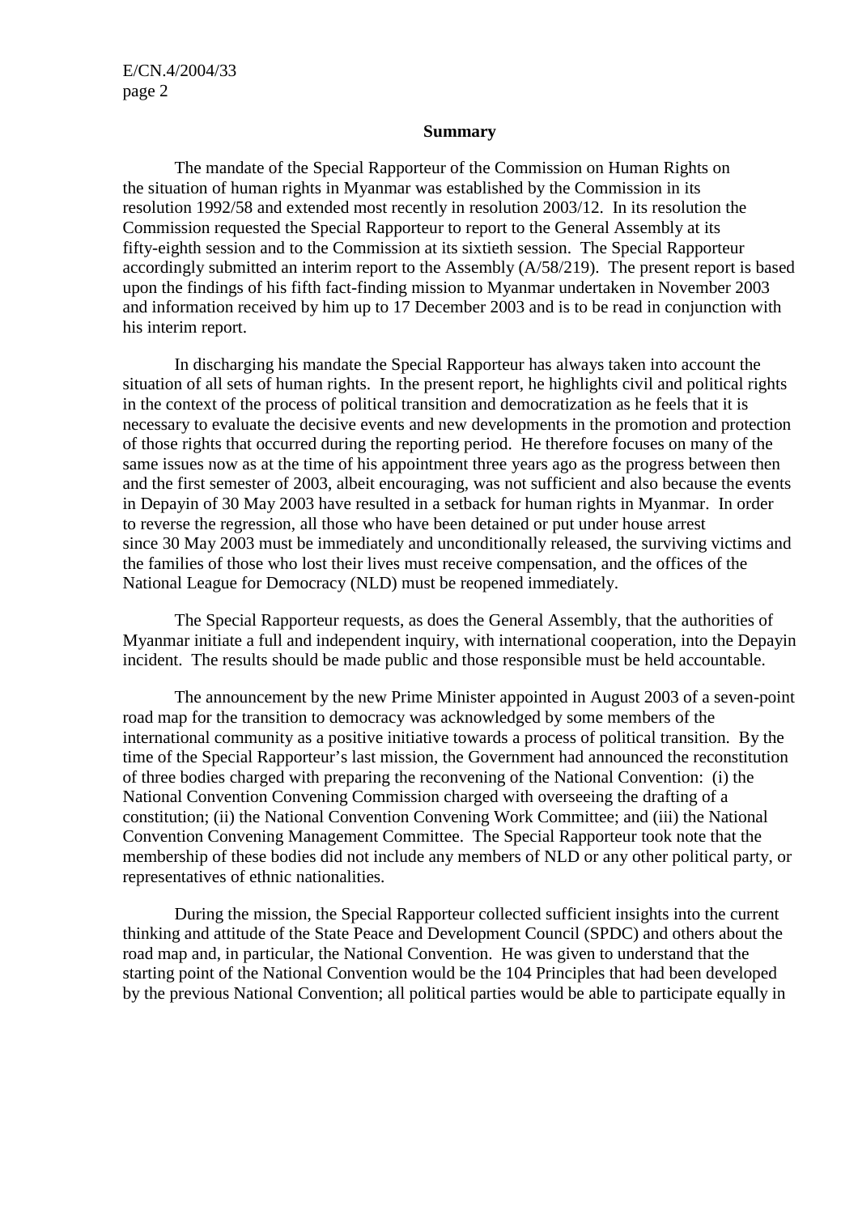**Summary**

The mandate of the Special Rapporteur of the Commission on Human Rights on the situation of human rights in Myanmar was established by the Commission in its resolution 1992/58 and extended most recently in resolution 2003/12. In its resolution the Commission requested the Special Rapporteur to report to the General Assembly at its fifty-eighth session and to the Commission at its sixtieth session. The Special Rapporteur accordingly submitted an interim report to the Assembly (A/58/219). The present report is based upon the findings of his fifth fact-finding mission to Myanmar undertaken in November 2003 and information received by him up to 17 December 2003 and is to be read in conjunction with his interim report.

In discharging his mandate the Special Rapporteur has always taken into account the situation of all sets of human rights. In the present report, he highlights civil and political rights in the context of the process of political transition and democratization as he feels that it is necessary to evaluate the decisive events and new developments in the promotion and protection of those rights that occurred during the reporting period. He therefore focuses on many of the same issues now as at the time of his appointment three years ago as the progress between then and the first semester of 2003, albeit encouraging, was not sufficient and also because the events in Depayin of 30 May 2003 have resulted in a setback for human rights in Myanmar. In order to reverse the regression, all those who have been detained or put under house arrest since 30 May 2003 must be immediately and unconditionally released, the surviving victims and the families of those who lost their lives must receive compensation, and the offices of the National League for Democracy (NLD) must be reopened immediately.

The Special Rapporteur requests, as does the General Assembly, that the authorities of Myanmar initiate a full and independent inquiry, with international cooperation, into the Depayin incident. The results should be made public and those responsible must be held accountable.

The announcement by the new Prime Minister appointed in August 2003 of a seven-point road map for the transition to democracy was acknowledged by some members of the international community as a positive initiative towards a process of political transition. By the time of the Special Rapporteur's last mission, the Government had announced the reconstitution of three bodies charged with preparing the reconvening of the National Convention: (i) the National Convention Convening Commission charged with overseeing the drafting of a constitution; (ii) the National Convention Convening Work Committee; and (iii) the National Convention Convening Management Committee. The Special Rapporteur took note that the membership of these bodies did not include any members of NLD or any other political party, or representatives of ethnic nationalities.

During the mission, the Special Rapporteur collected sufficient insights into the current thinking and attitude of the State Peace and Development Council (SPDC) and others about the road map and, in particular, the National Convention. He was given to understand that the starting point of the National Convention would be the 104 Principles that had been developed by the previous National Convention; all political parties would be able to participate equally in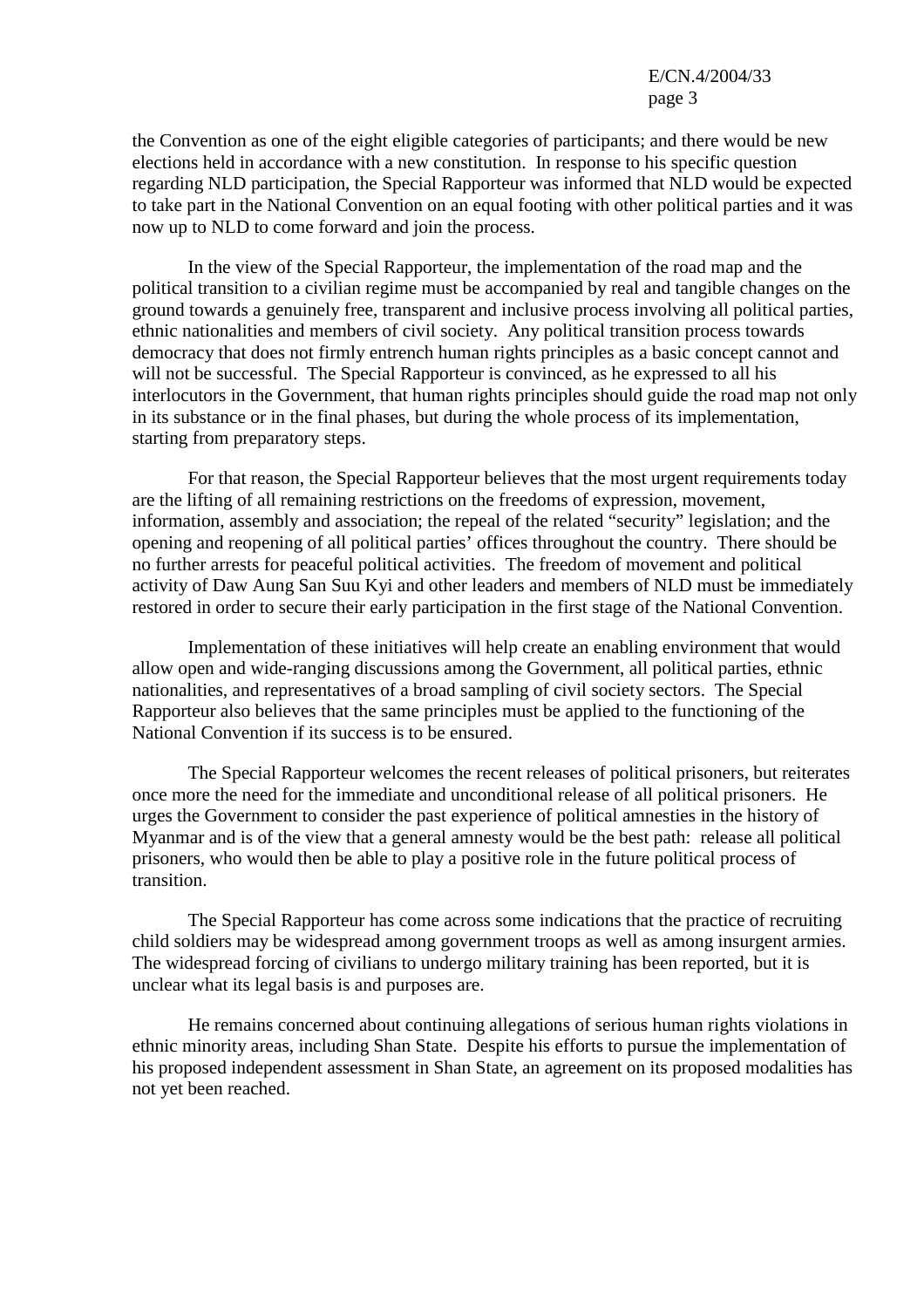the Convention as one of the eight eligible categories of participants; and there would be new elections held in accordance with a new constitution. In response to his specific question regarding NLD participation, the Special Rapporteur was informed that NLD would be expected to take part in the National Convention on an equal footing with other political parties and it was now up to NLD to come forward and join the process.

In the view of the Special Rapporteur, the implementation of the road map and the political transition to a civilian regime must be accompanied by real and tangible changes on the ground towards a genuinely free, transparent and inclusive process involving all political parties, ethnic nationalities and members of civil society. Any political transition process towards democracy that does not firmly entrench human rights principles as a basic concept cannot and will not be successful. The Special Rapporteur is convinced, as he expressed to all his interlocutors in the Government, that human rights principles should guide the road map not only in its substance or in the final phases, but during the whole process of its implementation, starting from preparatory steps.

For that reason, the Special Rapporteur believes that the most urgent requirements today are the lifting of all remaining restrictions on the freedoms of expression, movement, information, assembly and association; the repeal of the related "security" legislation; and the opening and reopening of all political parties' offices throughout the country. There should be no further arrests for peaceful political activities. The freedom of movement and political activity of Daw Aung San Suu Kyi and other leaders and members of NLD must be immediately restored in order to secure their early participation in the first stage of the National Convention.

Implementation of these initiatives will help create an enabling environment that would allow open and wide-ranging discussions among the Government, all political parties, ethnic nationalities, and representatives of a broad sampling of civil society sectors. The Special Rapporteur also believes that the same principles must be applied to the functioning of the National Convention if its success is to be ensured.

The Special Rapporteur welcomes the recent releases of political prisoners, but reiterates once more the need for the immediate and unconditional release of all political prisoners. He urges the Government to consider the past experience of political amnesties in the history of Myanmar and is of the view that a general amnesty would be the best path: release all political prisoners, who would then be able to play a positive role in the future political process of transition.

The Special Rapporteur has come across some indications that the practice of recruiting child soldiers may be widespread among government troops as well as among insurgent armies. The widespread forcing of civilians to undergo military training has been reported, but it is unclear what its legal basis is and purposes are.

He remains concerned about continuing allegations of serious human rights violations in ethnic minority areas, including Shan State. Despite his efforts to pursue the implementation of his proposed independent assessment in Shan State, an agreement on its proposed modalities has not yet been reached.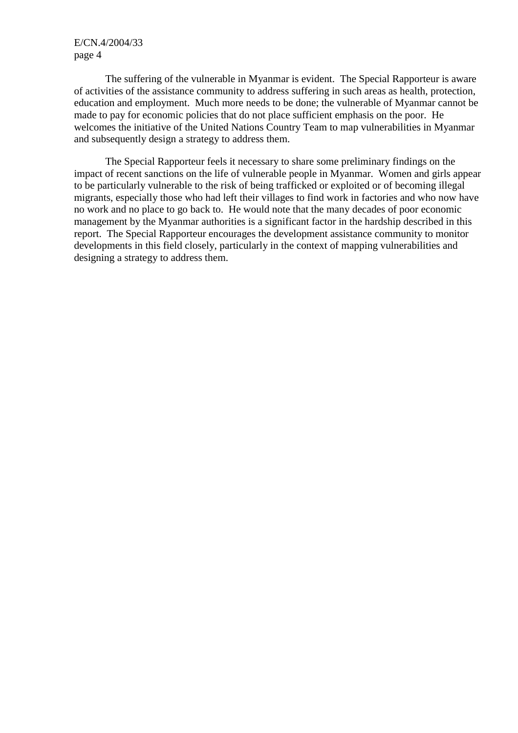The suffering of the vulnerable in Myanmar is evident. The Special Rapporteur is aware of activities of the assistance community to address suffering in such areas as health, protection, education and employment. Much more needs to be done; the vulnerable of Myanmar cannot be made to pay for economic policies that do not place sufficient emphasis on the poor. He welcomes the initiative of the United Nations Country Team to map vulnerabilities in Myanmar and subsequently design a strategy to address them.

The Special Rapporteur feels it necessary to share some preliminary findings on the impact of recent sanctions on the life of vulnerable people in Myanmar. Women and girls appear to be particularly vulnerable to the risk of being trafficked or exploited or of becoming illegal migrants, especially those who had left their villages to find work in factories and who now have no work and no place to go back to. He would note that the many decades of poor economic management by the Myanmar authorities is a significant factor in the hardship described in this report. The Special Rapporteur encourages the development assistance community to monitor developments in this field closely, particularly in the context of mapping vulnerabilities and designing a strategy to address them.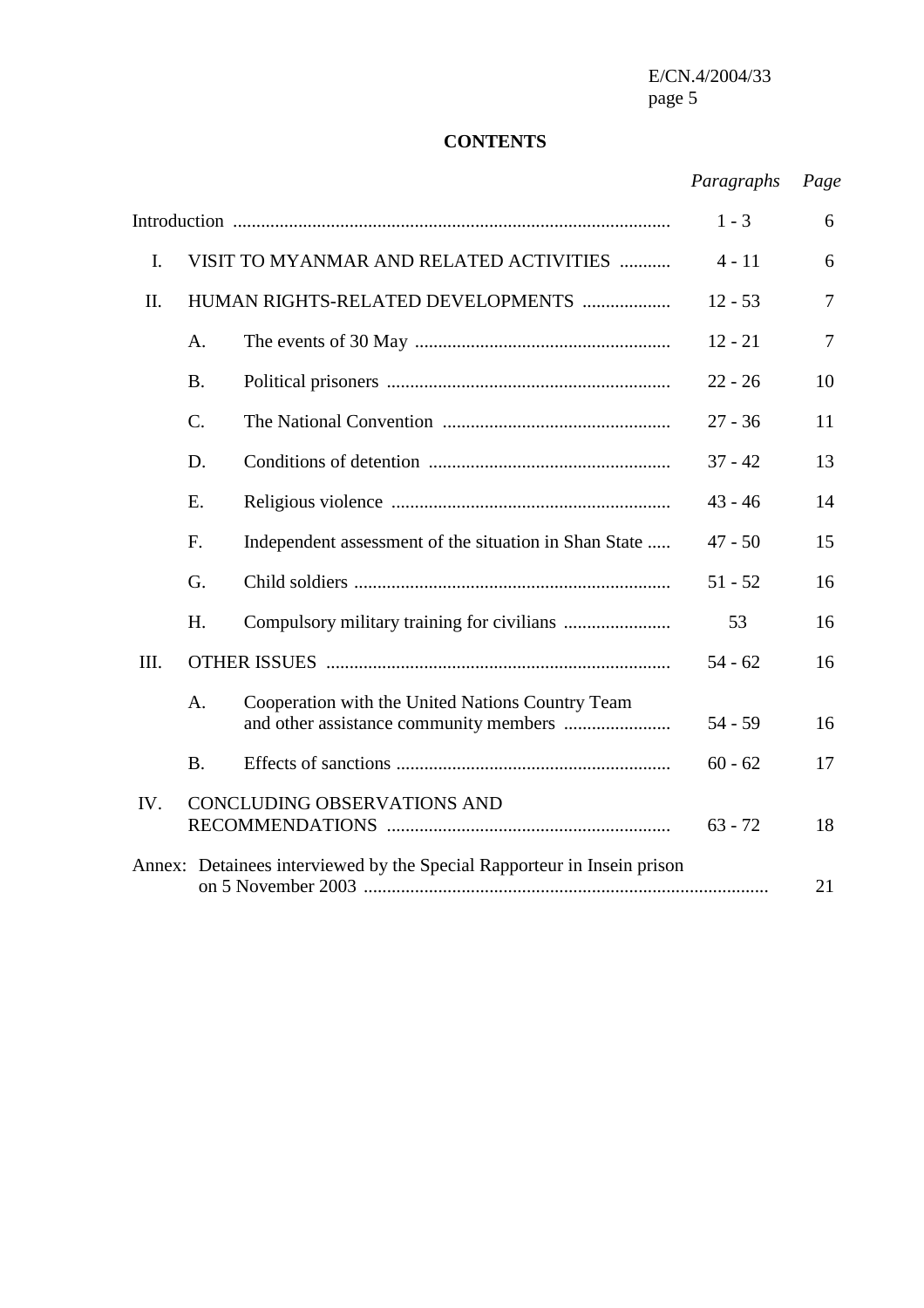**CONTENTS**

| | | *Paragraphs* | *Page* |
|---|---|---|---|
| Introduction | | 1 - 3 | 6 |
| I. | VISIT TO MYANMAR AND RELATED ACTIVITIES | 4 - 11 | 6 |
| II. | HUMAN RIGHTS-RELATED DEVELOPMENTS | 12 - 53 | 7 |
| | A. The events of 30 May | 12 - 21 | 7 |
| | B. Political prisoners | 22 - 26 | 10 |
| | C. The National Convention | 27 - 36 | 11 |
| | D. Conditions of detention | 37 - 42 | 13 |
| | E. Religious violence | 43 - 46 | 14 |
| | F. Independent assessment of the situation in Shan State | 47 - 50 | 15 |
| | G. Child soldiers | 51 - 52 | 16 |
| | H. Compulsory military training for civilians | 53 | 16 |
| III. | OTHER ISSUES | 54 - 62 | 16 |
| | A. Cooperation with the United Nations Country Team and other assistance community members | 54 - 59 | 16 |
| | B. Effects of sanctions | 60 - 62 | 17 |
| IV. | CONCLUDING OBSERVATIONS AND RECOMMENDATIONS | 63 - 72 | 18 |
| Annex: | Detainees interviewed by the Special Rapporteur in Insein prison on 5 November 2003 | | 21 |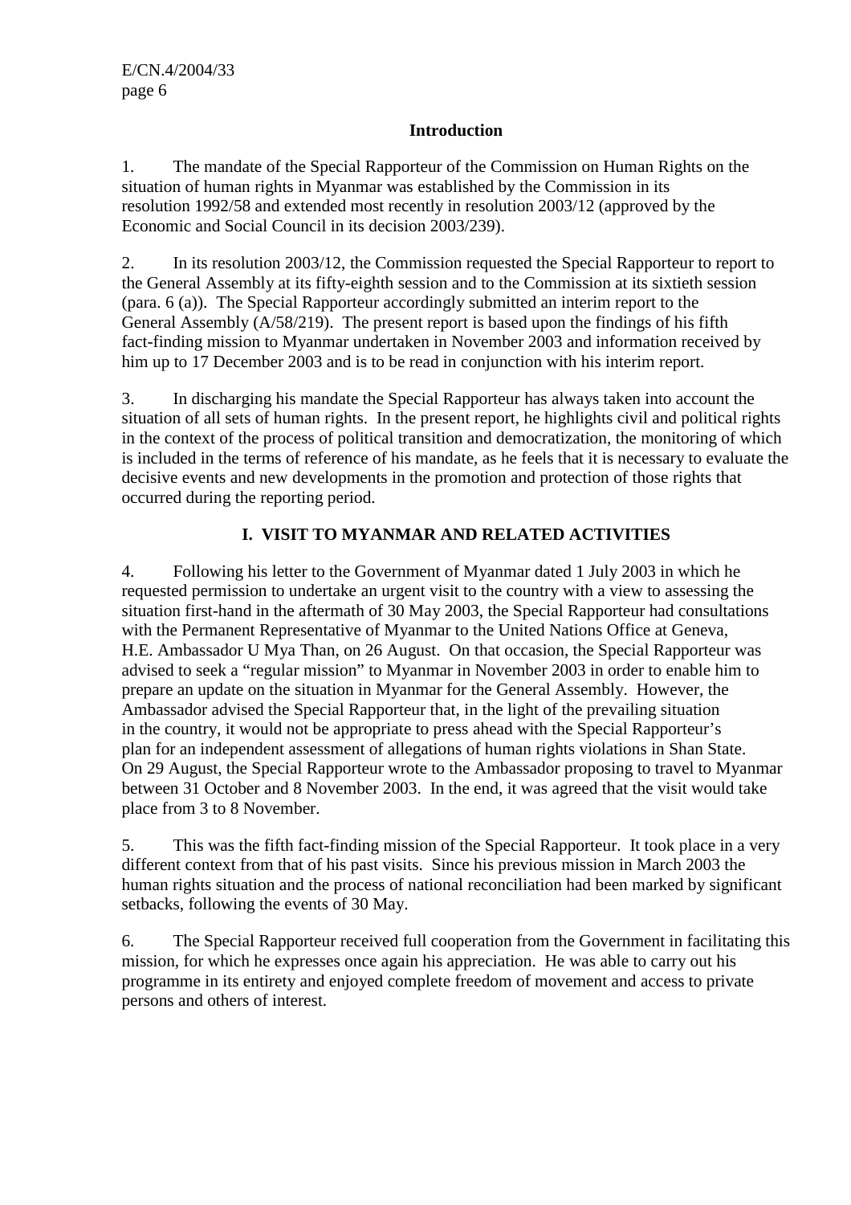## Introduction

1. The mandate of the Special Rapporteur of the Commission on Human Rights on the situation of human rights in Myanmar was established by the Commission in its resolution 1992/58 and extended most recently in resolution 2003/12 (approved by the Economic and Social Council in its decision 2003/239).

2. In its resolution 2003/12, the Commission requested the Special Rapporteur to report to the General Assembly at its fifty-eighth session and to the Commission at its sixtieth session (para. 6 (a)). The Special Rapporteur accordingly submitted an interim report to the General Assembly (A/58/219). The present report is based upon the findings of his fifth fact-finding mission to Myanmar undertaken in November 2003 and information received by him up to 17 December 2003 and is to be read in conjunction with his interim report.

3. In discharging his mandate the Special Rapporteur has always taken into account the situation of all sets of human rights. In the present report, he highlights civil and political rights in the context of the process of political transition and democratization, the monitoring of which is included in the terms of reference of his mandate, as he feels that it is necessary to evaluate the decisive events and new developments in the promotion and protection of those rights that occurred during the reporting period.

## I. VISIT TO MYANMAR AND RELATED ACTIVITIES

4. Following his letter to the Government of Myanmar dated 1 July 2003 in which he requested permission to undertake an urgent visit to the country with a view to assessing the situation first-hand in the aftermath of 30 May 2003, the Special Rapporteur had consultations with the Permanent Representative of Myanmar to the United Nations Office at Geneva, H.E. Ambassador U Mya Than, on 26 August. On that occasion, the Special Rapporteur was advised to seek a "regular mission" to Myanmar in November 2003 in order to enable him to prepare an update on the situation in Myanmar for the General Assembly. However, the Ambassador advised the Special Rapporteur that, in the light of the prevailing situation in the country, it would not be appropriate to press ahead with the Special Rapporteur's plan for an independent assessment of allegations of human rights violations in Shan State. On 29 August, the Special Rapporteur wrote to the Ambassador proposing to travel to Myanmar between 31 October and 8 November 2003. In the end, it was agreed that the visit would take place from 3 to 8 November.

5. This was the fifth fact-finding mission of the Special Rapporteur. It took place in a very different context from that of his past visits. Since his previous mission in March 2003 the human rights situation and the process of national reconciliation had been marked by significant setbacks, following the events of 30 May.

6. The Special Rapporteur received full cooperation from the Government in facilitating this mission, for which he expresses once again his appreciation. He was able to carry out his programme in its entirety and enjoyed complete freedom of movement and access to private persons and others of interest.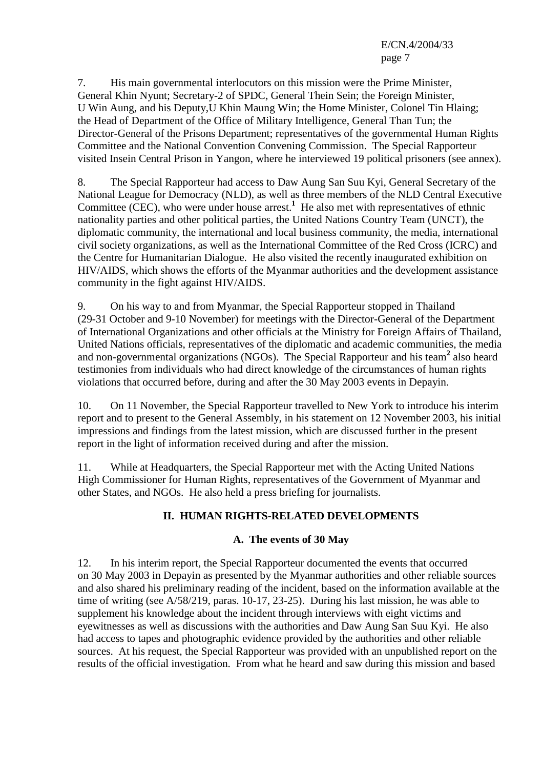7. His main governmental interlocutors on this mission were the Prime Minister, General Khin Nyunt; Secretary-2 of SPDC, General Thein Sein; the Foreign Minister, U Win Aung, and his Deputy,U Khin Maung Win; the Home Minister, Colonel Tin Hlaing; the Head of Department of the Office of Military Intelligence, General Than Tun; the Director-General of the Prisons Department; representatives of the governmental Human Rights Committee and the National Convention Convening Commission. The Special Rapporteur visited Insein Central Prison in Yangon, where he interviewed 19 political prisoners (see annex).

8. The Special Rapporteur had access to Daw Aung San Suu Kyi, General Secretary of the National League for Democracy (NLD), as well as three members of the NLD Central Executive Committee (CEC), who were under house arrest.[1] He also met with representatives of ethnic nationality parties and other political parties, the United Nations Country Team (UNCT), the diplomatic community, the international and local business community, the media, international civil society organizations, as well as the International Committee of the Red Cross (ICRC) and the Centre for Humanitarian Dialogue. He also visited the recently inaugurated exhibition on HIV/AIDS, which shows the efforts of the Myanmar authorities and the development assistance community in the fight against HIV/AIDS.

9. On his way to and from Myanmar, the Special Rapporteur stopped in Thailand (29-31 October and 9-10 November) for meetings with the Director-General of the Department of International Organizations and other officials at the Ministry for Foreign Affairs of Thailand, United Nations officials, representatives of the diplomatic and academic communities, the media and non-governmental organizations (NGOs). The Special Rapporteur and his team[2] also heard testimonies from individuals who had direct knowledge of the circumstances of human rights violations that occurred before, during and after the 30 May 2003 events in Depayin.

10. On 11 November, the Special Rapporteur travelled to New York to introduce his interim report and to present to the General Assembly, in his statement on 12 November 2003, his initial impressions and findings from the latest mission, which are discussed further in the present report in the light of information received during and after the mission.

11. While at Headquarters, the Special Rapporteur met with the Acting United Nations High Commissioner for Human Rights, representatives of the Government of Myanmar and other States, and NGOs. He also held a press briefing for journalists.

## II. HUMAN RIGHTS-RELATED DEVELOPMENTS

### A. The events of 30 May

12. In his interim report, the Special Rapporteur documented the events that occurred on 30 May 2003 in Depayin as presented by the Myanmar authorities and other reliable sources and also shared his preliminary reading of the incident, based on the information available at the time of writing (see A/58/219, paras. 10-17, 23-25). During his last mission, he was able to supplement his knowledge about the incident through interviews with eight victims and eyewitnesses as well as discussions with the authorities and Daw Aung San Suu Kyi. He also had access to tapes and photographic evidence provided by the authorities and other reliable sources. At his request, the Special Rapporteur was provided with an unpublished report on the results of the official investigation. From what he heard and saw during this mission and based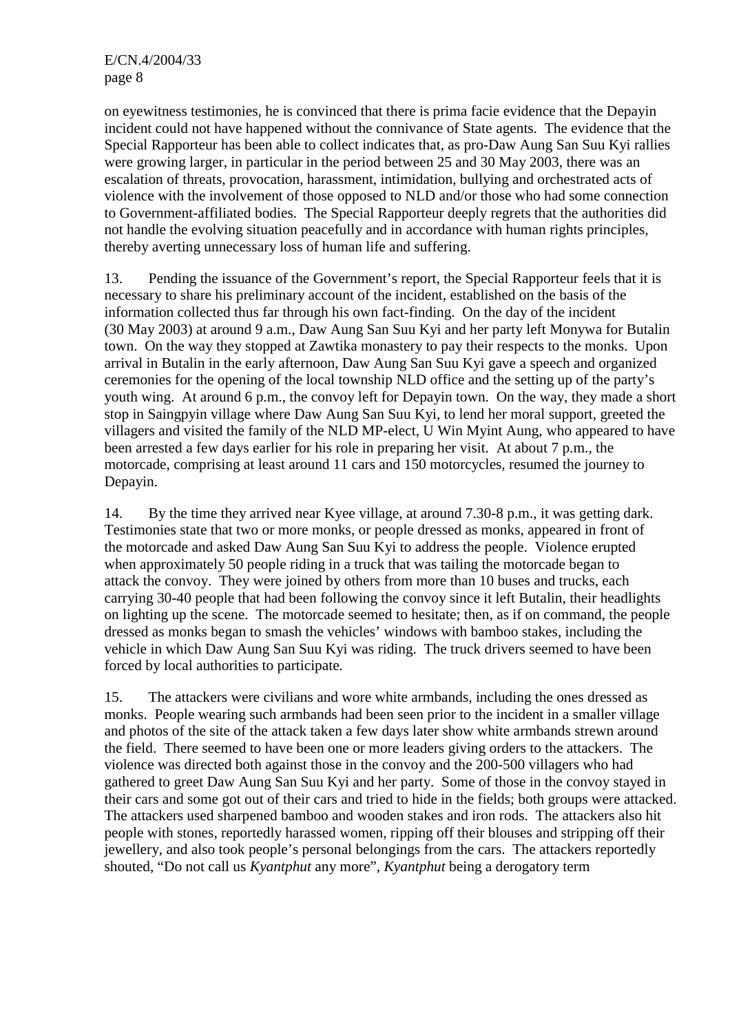on eyewitness testimonies, he is convinced that there is prima facie evidence that the Depayin incident could not have happened without the connivance of State agents. The evidence that the Special Rapporteur has been able to collect indicates that, as pro-Daw Aung San Suu Kyi rallies were growing larger, in particular in the period between 25 and 30 May 2003, there was an escalation of threats, provocation, harassment, intimidation, bullying and orchestrated acts of violence with the involvement of those opposed to NLD and/or those who had some connection to Government-affiliated bodies. The Special Rapporteur deeply regrets that the authorities did not handle the evolving situation peacefully and in accordance with human rights principles, thereby averting unnecessary loss of human life and suffering.

13. Pending the issuance of the Government's report, the Special Rapporteur feels that it is necessary to share his preliminary account of the incident, established on the basis of the information collected thus far through his own fact-finding. On the day of the incident (30 May 2003) at around 9 a.m., Daw Aung San Suu Kyi and her party left Monywa for Butalin town. On the way they stopped at Zawtika monastery to pay their respects to the monks. Upon arrival in Butalin in the early afternoon, Daw Aung San Suu Kyi gave a speech and organized ceremonies for the opening of the local township NLD office and the setting up of the party's youth wing. At around 6 p.m., the convoy left for Depayin town. On the way, they made a short stop in Saingpyin village where Daw Aung San Suu Kyi, to lend her moral support, greeted the villagers and visited the family of the NLD MP-elect, U Win Myint Aung, who appeared to have been arrested a few days earlier for his role in preparing her visit. At about 7 p.m., the motorcade, comprising at least around 11 cars and 150 motorcycles, resumed the journey to Depayin.

14. By the time they arrived near Kyee village, at around 7.30-8 p.m., it was getting dark. Testimonies state that two or more monks, or people dressed as monks, appeared in front of the motorcade and asked Daw Aung San Suu Kyi to address the people. Violence erupted when approximately 50 people riding in a truck that was tailing the motorcade began to attack the convoy. They were joined by others from more than 10 buses and trucks, each carrying 30-40 people that had been following the convoy since it left Butalin, their headlights on lighting up the scene. The motorcade seemed to hesitate; then, as if on command, the people dressed as monks began to smash the vehicles' windows with bamboo stakes, including the vehicle in which Daw Aung San Suu Kyi was riding. The truck drivers seemed to have been forced by local authorities to participate.

15. The attackers were civilians and wore white armbands, including the ones dressed as monks. People wearing such armbands had been seen prior to the incident in a smaller village and photos of the site of the attack taken a few days later show white armbands strewn around the field. There seemed to have been one or more leaders giving orders to the attackers. The violence was directed both against those in the convoy and the 200-500 villagers who had gathered to greet Daw Aung San Suu Kyi and her party. Some of those in the convoy stayed in their cars and some got out of their cars and tried to hide in the fields; both groups were attacked. The attackers used sharpened bamboo and wooden stakes and iron rods. The attackers also hit people with stones, reportedly harassed women, ripping off their blouses and stripping off their jewellery, and also took people's personal belongings from the cars. The attackers reportedly shouted, "Do not call us *Kyantphut* any more", *Kyantphut* being a derogatory term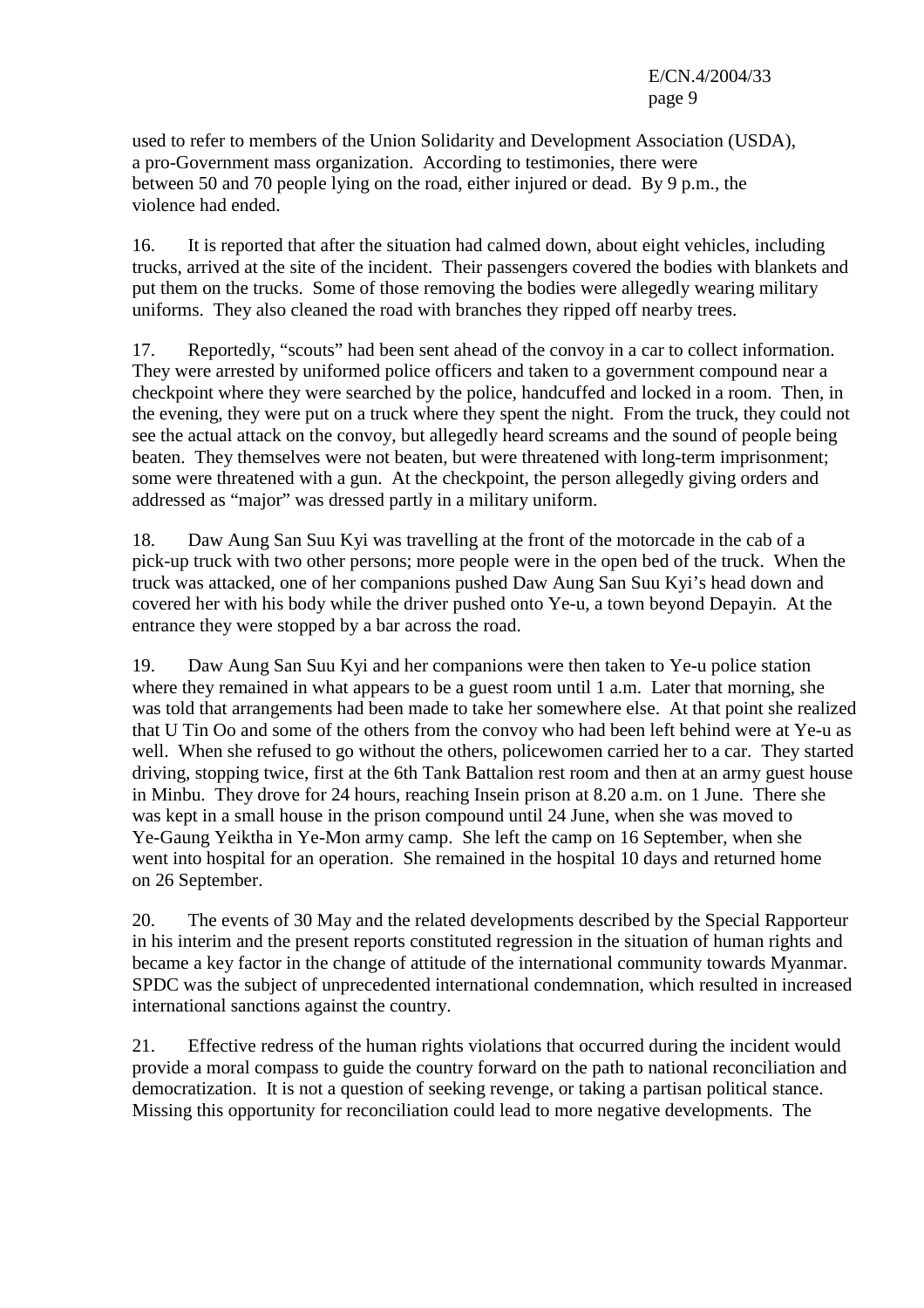used to refer to members of the Union Solidarity and Development Association (USDA), a pro-Government mass organization. According to testimonies, there were between 50 and 70 people lying on the road, either injured or dead. By 9 p.m., the violence had ended.

16. It is reported that after the situation had calmed down, about eight vehicles, including trucks, arrived at the site of the incident. Their passengers covered the bodies with blankets and put them on the trucks. Some of those removing the bodies were allegedly wearing military uniforms. They also cleaned the road with branches they ripped off nearby trees.

17. Reportedly, "scouts" had been sent ahead of the convoy in a car to collect information. They were arrested by uniformed police officers and taken to a government compound near a checkpoint where they were searched by the police, handcuffed and locked in a room. Then, in the evening, they were put on a truck where they spent the night. From the truck, they could not see the actual attack on the convoy, but allegedly heard screams and the sound of people being beaten. They themselves were not beaten, but were threatened with long-term imprisonment; some were threatened with a gun. At the checkpoint, the person allegedly giving orders and addressed as "major" was dressed partly in a military uniform.

18. Daw Aung San Suu Kyi was travelling at the front of the motorcade in the cab of a pick-up truck with two other persons; more people were in the open bed of the truck. When the truck was attacked, one of her companions pushed Daw Aung San Suu Kyi's head down and covered her with his body while the driver pushed onto Ye-u, a town beyond Depayin. At the entrance they were stopped by a bar across the road.

19. Daw Aung San Suu Kyi and her companions were then taken to Ye-u police station where they remained in what appears to be a guest room until 1 a.m. Later that morning, she was told that arrangements had been made to take her somewhere else. At that point she realized that U Tin Oo and some of the others from the convoy who had been left behind were at Ye-u as well. When she refused to go without the others, policewomen carried her to a car. They started driving, stopping twice, first at the 6th Tank Battalion rest room and then at an army guest house in Minbu. They drove for 24 hours, reaching Insein prison at 8.20 a.m. on 1 June. There she was kept in a small house in the prison compound until 24 June, when she was moved to Ye-Gaung Yeiktha in Ye-Mon army camp. She left the camp on 16 September, when she went into hospital for an operation. She remained in the hospital 10 days and returned home on 26 September.

20. The events of 30 May and the related developments described by the Special Rapporteur in his interim and the present reports constituted regression in the situation of human rights and became a key factor in the change of attitude of the international community towards Myanmar. SPDC was the subject of unprecedented international condemnation, which resulted in increased international sanctions against the country.

21. Effective redress of the human rights violations that occurred during the incident would provide a moral compass to guide the country forward on the path to national reconciliation and democratization. It is not a question of seeking revenge, or taking a partisan political stance. Missing this opportunity for reconciliation could lead to more negative developments. The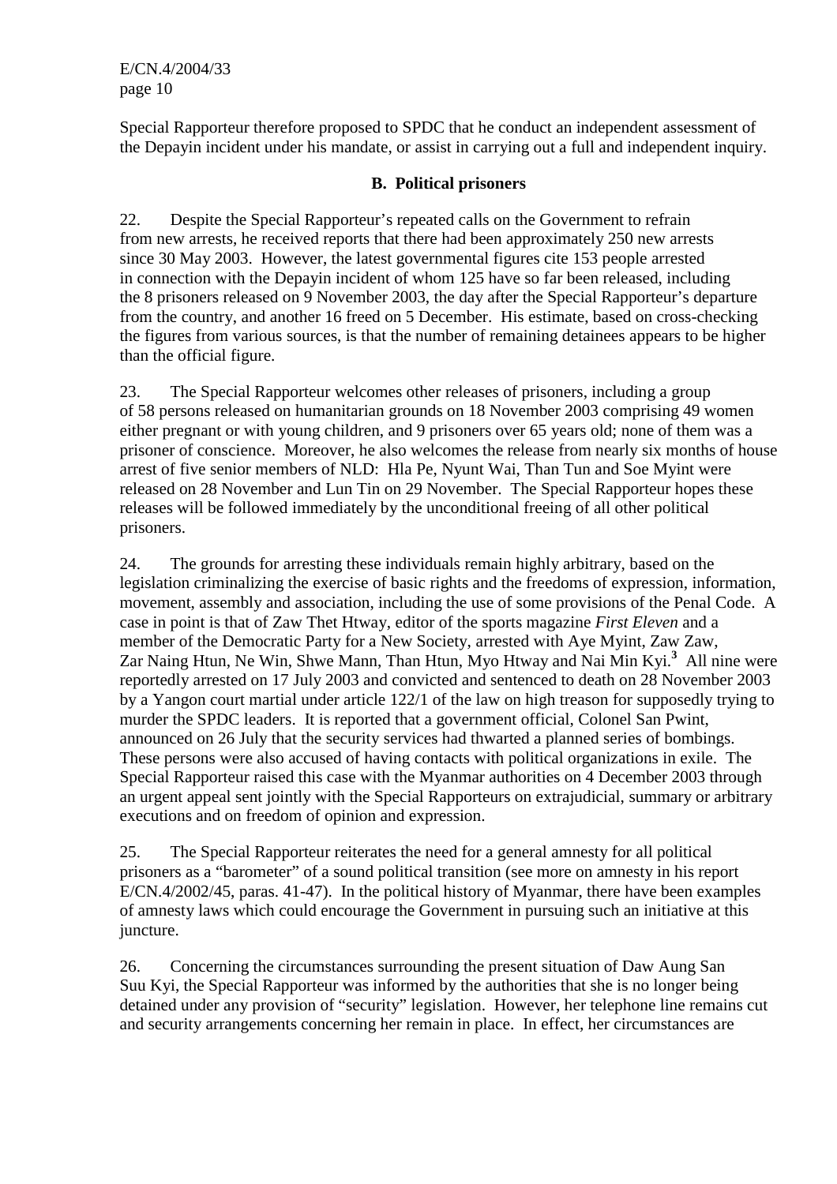Special Rapporteur therefore proposed to SPDC that he conduct an independent assessment of the Depayin incident under his mandate, or assist in carrying out a full and independent inquiry.

### B. Political prisoners

22. Despite the Special Rapporteur's repeated calls on the Government to refrain from new arrests, he received reports that there had been approximately 250 new arrests since 30 May 2003. However, the latest governmental figures cite 153 people arrested in connection with the Depayin incident of whom 125 have so far been released, including the 8 prisoners released on 9 November 2003, the day after the Special Rapporteur's departure from the country, and another 16 freed on 5 December. His estimate, based on cross-checking the figures from various sources, is that the number of remaining detainees appears to be higher than the official figure.

23. The Special Rapporteur welcomes other releases of prisoners, including a group of 58 persons released on humanitarian grounds on 18 November 2003 comprising 49 women either pregnant or with young children, and 9 prisoners over 65 years old; none of them was a prisoner of conscience. Moreover, he also welcomes the release from nearly six months of house arrest of five senior members of NLD: Hla Pe, Nyunt Wai, Than Tun and Soe Myint were released on 28 November and Lun Tin on 29 November. The Special Rapporteur hopes these releases will be followed immediately by the unconditional freeing of all other political prisoners.

24. The grounds for arresting these individuals remain highly arbitrary, based on the legislation criminalizing the exercise of basic rights and the freedoms of expression, information, movement, assembly and association, including the use of some provisions of the Penal Code. A case in point is that of Zaw Thet Htway, editor of the sports magazine *First Eleven* and a member of the Democratic Party for a New Society, arrested with Aye Myint, Zaw Zaw, Zar Naing Htun, Ne Win, Shwe Mann, Than Htun, Myo Htway and Nai Min Kyi.[3] All nine were reportedly arrested on 17 July 2003 and convicted and sentenced to death on 28 November 2003 by a Yangon court martial under article 122/1 of the law on high treason for supposedly trying to murder the SPDC leaders. It is reported that a government official, Colonel San Pwint, announced on 26 July that the security services had thwarted a planned series of bombings. These persons were also accused of having contacts with political organizations in exile. The Special Rapporteur raised this case with the Myanmar authorities on 4 December 2003 through an urgent appeal sent jointly with the Special Rapporteurs on extrajudicial, summary or arbitrary executions and on freedom of opinion and expression.

25. The Special Rapporteur reiterates the need for a general amnesty for all political prisoners as a "barometer" of a sound political transition (see more on amnesty in his report E/CN.4/2002/45, paras. 41-47). In the political history of Myanmar, there have been examples of amnesty laws which could encourage the Government in pursuing such an initiative at this juncture.

26. Concerning the circumstances surrounding the present situation of Daw Aung San Suu Kyi, the Special Rapporteur was informed by the authorities that she is no longer being detained under any provision of "security" legislation. However, her telephone line remains cut and security arrangements concerning her remain in place. In effect, her circumstances are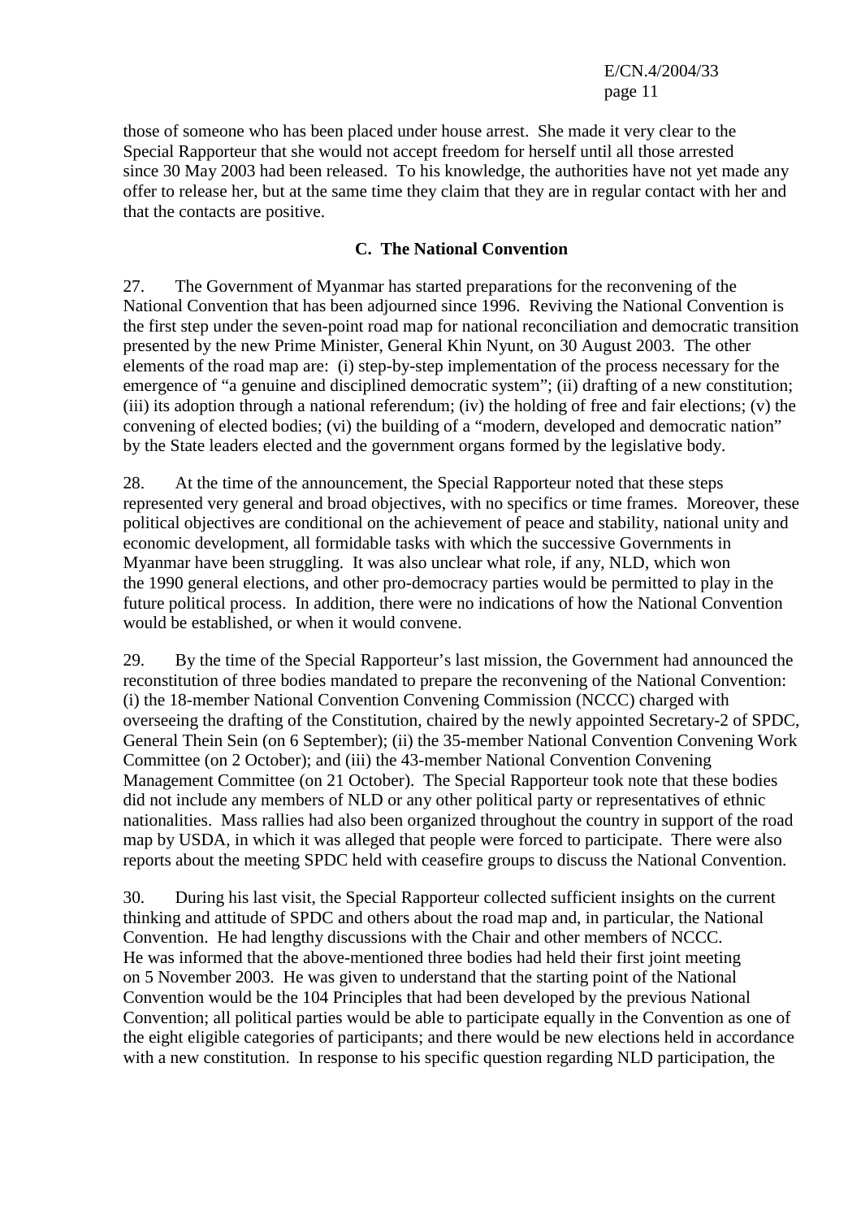those of someone who has been placed under house arrest. She made it very clear to the Special Rapporteur that she would not accept freedom for herself until all those arrested since 30 May 2003 had been released. To his knowledge, the authorities have not yet made any offer to release her, but at the same time they claim that they are in regular contact with her and that the contacts are positive.

### C. The National Convention

27. The Government of Myanmar has started preparations for the reconvening of the National Convention that has been adjourned since 1996. Reviving the National Convention is the first step under the seven-point road map for national reconciliation and democratic transition presented by the new Prime Minister, General Khin Nyunt, on 30 August 2003. The other elements of the road map are: (i) step-by-step implementation of the process necessary for the emergence of "a genuine and disciplined democratic system"; (ii) drafting of a new constitution; (iii) its adoption through a national referendum; (iv) the holding of free and fair elections; (v) the convening of elected bodies; (vi) the building of a "modern, developed and democratic nation" by the State leaders elected and the government organs formed by the legislative body.

28. At the time of the announcement, the Special Rapporteur noted that these steps represented very general and broad objectives, with no specifics or time frames. Moreover, these political objectives are conditional on the achievement of peace and stability, national unity and economic development, all formidable tasks with which the successive Governments in Myanmar have been struggling. It was also unclear what role, if any, NLD, which won the 1990 general elections, and other pro-democracy parties would be permitted to play in the future political process. In addition, there were no indications of how the National Convention would be established, or when it would convene.

29. By the time of the Special Rapporteur's last mission, the Government had announced the reconstitution of three bodies mandated to prepare the reconvening of the National Convention: (i) the 18-member National Convention Convening Commission (NCCC) charged with overseeing the drafting of the Constitution, chaired by the newly appointed Secretary-2 of SPDC, General Thein Sein (on 6 September); (ii) the 35-member National Convention Convening Work Committee (on 2 October); and (iii) the 43-member National Convention Convening Management Committee (on 21 October). The Special Rapporteur took note that these bodies did not include any members of NLD or any other political party or representatives of ethnic nationalities. Mass rallies had also been organized throughout the country in support of the road map by USDA, in which it was alleged that people were forced to participate. There were also reports about the meeting SPDC held with ceasefire groups to discuss the National Convention.

30. During his last visit, the Special Rapporteur collected sufficient insights on the current thinking and attitude of SPDC and others about the road map and, in particular, the National Convention. He had lengthy discussions with the Chair and other members of NCCC. He was informed that the above-mentioned three bodies had held their first joint meeting on 5 November 2003. He was given to understand that the starting point of the National Convention would be the 104 Principles that had been developed by the previous National Convention; all political parties would be able to participate equally in the Convention as one of the eight eligible categories of participants; and there would be new elections held in accordance with a new constitution. In response to his specific question regarding NLD participation, the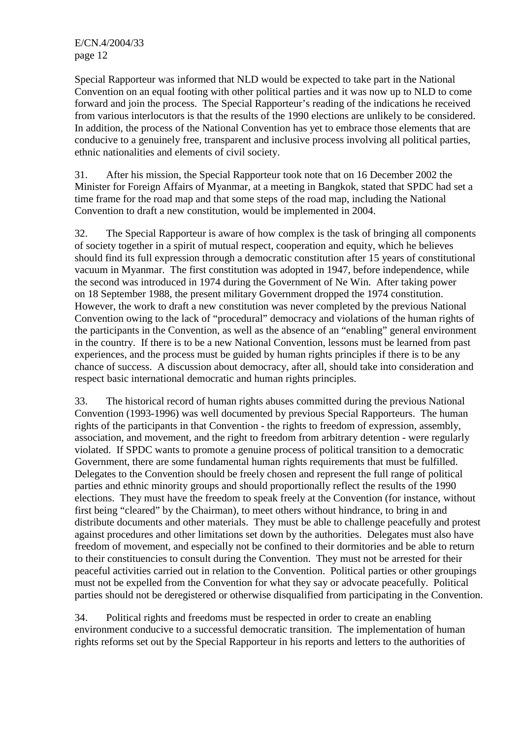Special Rapporteur was informed that NLD would be expected to take part in the National Convention on an equal footing with other political parties and it was now up to NLD to come forward and join the process. The Special Rapporteur's reading of the indications he received from various interlocutors is that the results of the 1990 elections are unlikely to be considered. In addition, the process of the National Convention has yet to embrace those elements that are conducive to a genuinely free, transparent and inclusive process involving all political parties, ethnic nationalities and elements of civil society.

31. After his mission, the Special Rapporteur took note that on 16 December 2002 the Minister for Foreign Affairs of Myanmar, at a meeting in Bangkok, stated that SPDC had set a time frame for the road map and that some steps of the road map, including the National Convention to draft a new constitution, would be implemented in 2004.

32. The Special Rapporteur is aware of how complex is the task of bringing all components of society together in a spirit of mutual respect, cooperation and equity, which he believes should find its full expression through a democratic constitution after 15 years of constitutional vacuum in Myanmar. The first constitution was adopted in 1947, before independence, while the second was introduced in 1974 during the Government of Ne Win. After taking power on 18 September 1988, the present military Government dropped the 1974 constitution. However, the work to draft a new constitution was never completed by the previous National Convention owing to the lack of "procedural" democracy and violations of the human rights of the participants in the Convention, as well as the absence of an "enabling" general environment in the country. If there is to be a new National Convention, lessons must be learned from past experiences, and the process must be guided by human rights principles if there is to be any chance of success. A discussion about democracy, after all, should take into consideration and respect basic international democratic and human rights principles.

33. The historical record of human rights abuses committed during the previous National Convention (1993-1996) was well documented by previous Special Rapporteurs. The human rights of the participants in that Convention - the rights to freedom of expression, assembly, association, and movement, and the right to freedom from arbitrary detention - were regularly violated. If SPDC wants to promote a genuine process of political transition to a democratic Government, there are some fundamental human rights requirements that must be fulfilled. Delegates to the Convention should be freely chosen and represent the full range of political parties and ethnic minority groups and should proportionally reflect the results of the 1990 elections. They must have the freedom to speak freely at the Convention (for instance, without first being "cleared" by the Chairman), to meet others without hindrance, to bring in and distribute documents and other materials. They must be able to challenge peacefully and protest against procedures and other limitations set down by the authorities. Delegates must also have freedom of movement, and especially not be confined to their dormitories and be able to return to their constituencies to consult during the Convention. They must not be arrested for their peaceful activities carried out in relation to the Convention. Political parties or other groupings must not be expelled from the Convention for what they say or advocate peacefully. Political parties should not be deregistered or otherwise disqualified from participating in the Convention.

34. Political rights and freedoms must be respected in order to create an enabling environment conducive to a successful democratic transition. The implementation of human rights reforms set out by the Special Rapporteur in his reports and letters to the authorities of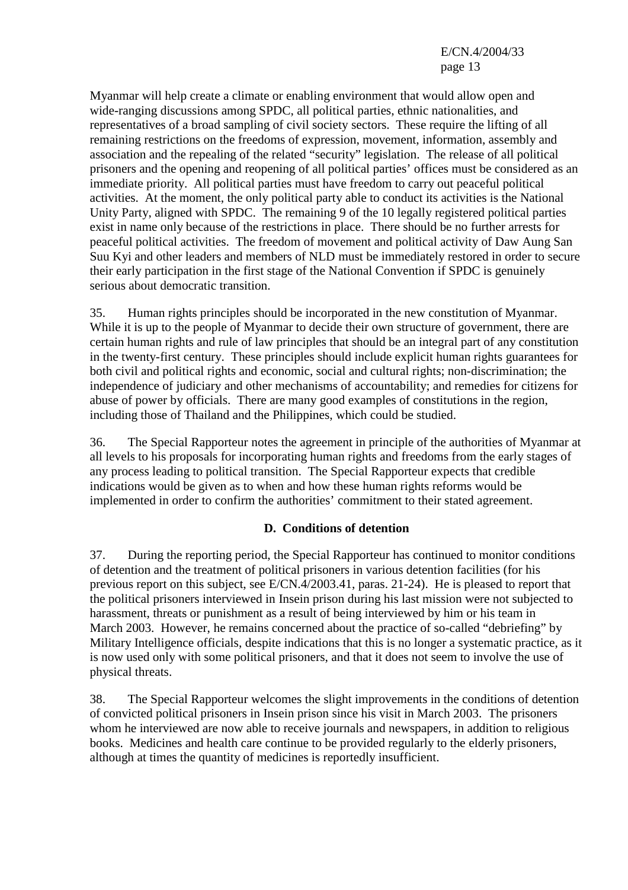Myanmar will help create a climate or enabling environment that would allow open and wide-ranging discussions among SPDC, all political parties, ethnic nationalities, and representatives of a broad sampling of civil society sectors. These require the lifting of all remaining restrictions on the freedoms of expression, movement, information, assembly and association and the repealing of the related "security" legislation. The release of all political prisoners and the opening and reopening of all political parties' offices must be considered as an immediate priority. All political parties must have freedom to carry out peaceful political activities. At the moment, the only political party able to conduct its activities is the National Unity Party, aligned with SPDC. The remaining 9 of the 10 legally registered political parties exist in name only because of the restrictions in place. There should be no further arrests for peaceful political activities. The freedom of movement and political activity of Daw Aung San Suu Kyi and other leaders and members of NLD must be immediately restored in order to secure their early participation in the first stage of the National Convention if SPDC is genuinely serious about democratic transition.

35. Human rights principles should be incorporated in the new constitution of Myanmar. While it is up to the people of Myanmar to decide their own structure of government, there are certain human rights and rule of law principles that should be an integral part of any constitution in the twenty-first century. These principles should include explicit human rights guarantees for both civil and political rights and economic, social and cultural rights; non-discrimination; the independence of judiciary and other mechanisms of accountability; and remedies for citizens for abuse of power by officials. There are many good examples of constitutions in the region, including those of Thailand and the Philippines, which could be studied.

36. The Special Rapporteur notes the agreement in principle of the authorities of Myanmar at all levels to his proposals for incorporating human rights and freedoms from the early stages of any process leading to political transition. The Special Rapporteur expects that credible indications would be given as to when and how these human rights reforms would be implemented in order to confirm the authorities' commitment to their stated agreement.

### D. Conditions of detention

37. During the reporting period, the Special Rapporteur has continued to monitor conditions of detention and the treatment of political prisoners in various detention facilities (for his previous report on this subject, see E/CN.4/2003.41, paras. 21-24). He is pleased to report that the political prisoners interviewed in Insein prison during his last mission were not subjected to harassment, threats or punishment as a result of being interviewed by him or his team in March 2003. However, he remains concerned about the practice of so-called "debriefing" by Military Intelligence officials, despite indications that this is no longer a systematic practice, as it is now used only with some political prisoners, and that it does not seem to involve the use of physical threats.

38. The Special Rapporteur welcomes the slight improvements in the conditions of detention of convicted political prisoners in Insein prison since his visit in March 2003. The prisoners whom he interviewed are now able to receive journals and newspapers, in addition to religious books. Medicines and health care continue to be provided regularly to the elderly prisoners, although at times the quantity of medicines is reportedly insufficient.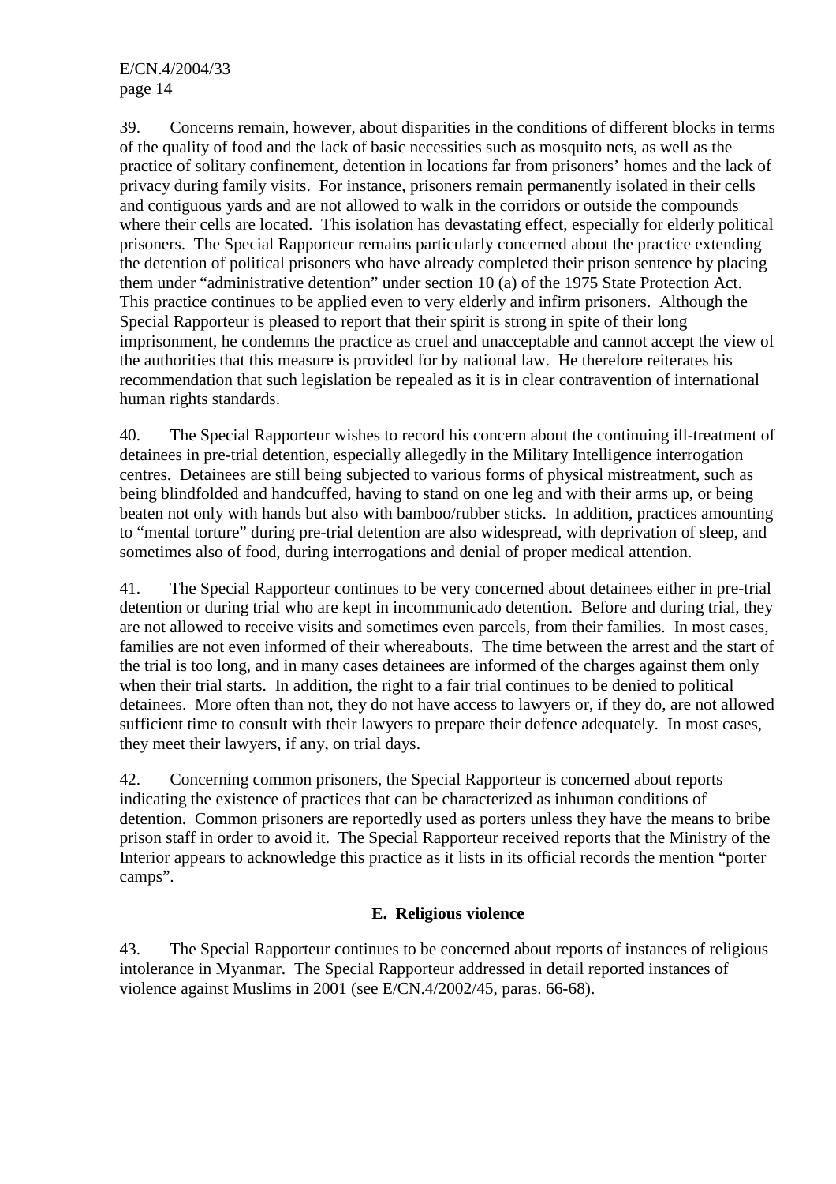39. Concerns remain, however, about disparities in the conditions of different blocks in terms of the quality of food and the lack of basic necessities such as mosquito nets, as well as the practice of solitary confinement, detention in locations far from prisoners' homes and the lack of privacy during family visits. For instance, prisoners remain permanently isolated in their cells and contiguous yards and are not allowed to walk in the corridors or outside the compounds where their cells are located. This isolation has devastating effect, especially for elderly political prisoners. The Special Rapporteur remains particularly concerned about the practice extending the detention of political prisoners who have already completed their prison sentence by placing them under "administrative detention" under section 10 (a) of the 1975 State Protection Act. This practice continues to be applied even to very elderly and infirm prisoners. Although the Special Rapporteur is pleased to report that their spirit is strong in spite of their long imprisonment, he condemns the practice as cruel and unacceptable and cannot accept the view of the authorities that this measure is provided for by national law. He therefore reiterates his recommendation that such legislation be repealed as it is in clear contravention of international human rights standards.

40. The Special Rapporteur wishes to record his concern about the continuing ill-treatment of detainees in pre-trial detention, especially allegedly in the Military Intelligence interrogation centres. Detainees are still being subjected to various forms of physical mistreatment, such as being blindfolded and handcuffed, having to stand on one leg and with their arms up, or being beaten not only with hands but also with bamboo/rubber sticks. In addition, practices amounting to "mental torture" during pre-trial detention are also widespread, with deprivation of sleep, and sometimes also of food, during interrogations and denial of proper medical attention.

41. The Special Rapporteur continues to be very concerned about detainees either in pre-trial detention or during trial who are kept in incommunicado detention. Before and during trial, they are not allowed to receive visits and sometimes even parcels, from their families. In most cases, families are not even informed of their whereabouts. The time between the arrest and the start of the trial is too long, and in many cases detainees are informed of the charges against them only when their trial starts. In addition, the right to a fair trial continues to be denied to political detainees. More often than not, they do not have access to lawyers or, if they do, are not allowed sufficient time to consult with their lawyers to prepare their defence adequately. In most cases, they meet their lawyers, if any, on trial days.

42. Concerning common prisoners, the Special Rapporteur is concerned about reports indicating the existence of practices that can be characterized as inhuman conditions of detention. Common prisoners are reportedly used as porters unless they have the means to bribe prison staff in order to avoid it. The Special Rapporteur received reports that the Ministry of the Interior appears to acknowledge this practice as it lists in its official records the mention "porter camps".

### E. Religious violence

43. The Special Rapporteur continues to be concerned about reports of instances of religious intolerance in Myanmar. The Special Rapporteur addressed in detail reported instances of violence against Muslims in 2001 (see E/CN.4/2002/45, paras. 66-68).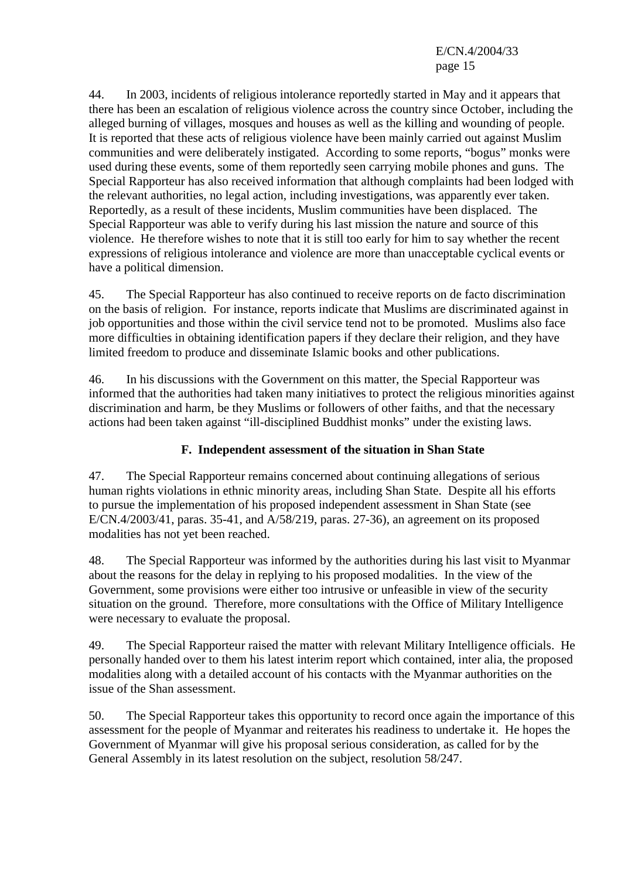44. In 2003, incidents of religious intolerance reportedly started in May and it appears that there has been an escalation of religious violence across the country since October, including the alleged burning of villages, mosques and houses as well as the killing and wounding of people. It is reported that these acts of religious violence have been mainly carried out against Muslim communities and were deliberately instigated. According to some reports, "bogus" monks were used during these events, some of them reportedly seen carrying mobile phones and guns. The Special Rapporteur has also received information that although complaints had been lodged with the relevant authorities, no legal action, including investigations, was apparently ever taken. Reportedly, as a result of these incidents, Muslim communities have been displaced. The Special Rapporteur was able to verify during his last mission the nature and source of this violence. He therefore wishes to note that it is still too early for him to say whether the recent expressions of religious intolerance and violence are more than unacceptable cyclical events or have a political dimension.

45. The Special Rapporteur has also continued to receive reports on de facto discrimination on the basis of religion. For instance, reports indicate that Muslims are discriminated against in job opportunities and those within the civil service tend not to be promoted. Muslims also face more difficulties in obtaining identification papers if they declare their religion, and they have limited freedom to produce and disseminate Islamic books and other publications.

46. In his discussions with the Government on this matter, the Special Rapporteur was informed that the authorities had taken many initiatives to protect the religious minorities against discrimination and harm, be they Muslims or followers of other faiths, and that the necessary actions had been taken against "ill-disciplined Buddhist monks" under the existing laws.

## F. Independent assessment of the situation in Shan State

47. The Special Rapporteur remains concerned about continuing allegations of serious human rights violations in ethnic minority areas, including Shan State. Despite all his efforts to pursue the implementation of his proposed independent assessment in Shan State (see E/CN.4/2003/41, paras. 35-41, and A/58/219, paras. 27-36), an agreement on its proposed modalities has not yet been reached.

48. The Special Rapporteur was informed by the authorities during his last visit to Myanmar about the reasons for the delay in replying to his proposed modalities. In the view of the Government, some provisions were either too intrusive or unfeasible in view of the security situation on the ground. Therefore, more consultations with the Office of Military Intelligence were necessary to evaluate the proposal.

49. The Special Rapporteur raised the matter with relevant Military Intelligence officials. He personally handed over to them his latest interim report which contained, inter alia, the proposed modalities along with a detailed account of his contacts with the Myanmar authorities on the issue of the Shan assessment.

50. The Special Rapporteur takes this opportunity to record once again the importance of this assessment for the people of Myanmar and reiterates his readiness to undertake it. He hopes the Government of Myanmar will give his proposal serious consideration, as called for by the General Assembly in its latest resolution on the subject, resolution 58/247.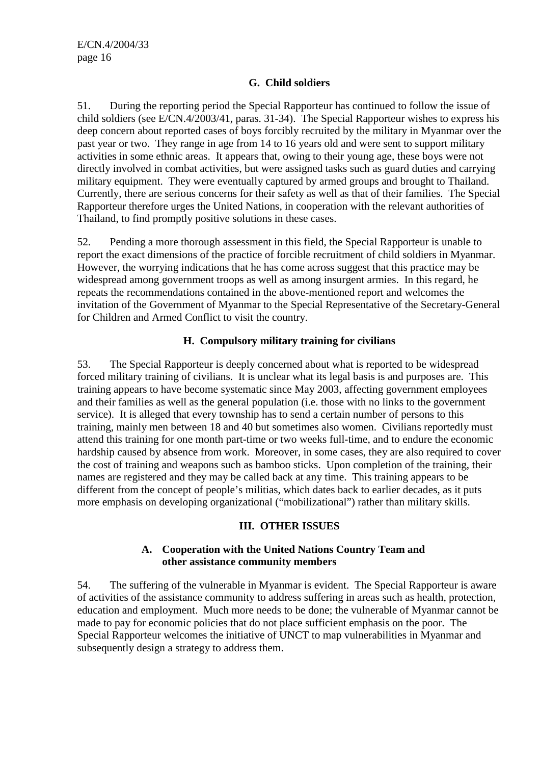### G. Child soldiers

51. During the reporting period the Special Rapporteur has continued to follow the issue of child soldiers (see E/CN.4/2003/41, paras. 31-34). The Special Rapporteur wishes to express his deep concern about reported cases of boys forcibly recruited by the military in Myanmar over the past year or two. They range in age from 14 to 16 years old and were sent to support military activities in some ethnic areas. It appears that, owing to their young age, these boys were not directly involved in combat activities, but were assigned tasks such as guard duties and carrying military equipment. They were eventually captured by armed groups and brought to Thailand. Currently, there are serious concerns for their safety as well as that of their families. The Special Rapporteur therefore urges the United Nations, in cooperation with the relevant authorities of Thailand, to find promptly positive solutions in these cases.

52. Pending a more thorough assessment in this field, the Special Rapporteur is unable to report the exact dimensions of the practice of forcible recruitment of child soldiers in Myanmar. However, the worrying indications that he has come across suggest that this practice may be widespread among government troops as well as among insurgent armies. In this regard, he repeats the recommendations contained in the above-mentioned report and welcomes the invitation of the Government of Myanmar to the Special Representative of the Secretary-General for Children and Armed Conflict to visit the country.

### H. Compulsory military training for civilians

53. The Special Rapporteur is deeply concerned about what is reported to be widespread forced military training of civilians. It is unclear what its legal basis is and purposes are. This training appears to have become systematic since May 2003, affecting government employees and their families as well as the general population (i.e. those with no links to the government service). It is alleged that every township has to send a certain number of persons to this training, mainly men between 18 and 40 but sometimes also women. Civilians reportedly must attend this training for one month part-time or two weeks full-time, and to endure the economic hardship caused by absence from work. Moreover, in some cases, they are also required to cover the cost of training and weapons such as bamboo sticks. Upon completion of the training, their names are registered and they may be called back at any time. This training appears to be different from the concept of people's militias, which dates back to earlier decades, as it puts more emphasis on developing organizational ("mobilizational") rather than military skills.

## III. OTHER ISSUES

### A. Cooperation with the United Nations Country Team and other assistance community members

54. The suffering of the vulnerable in Myanmar is evident. The Special Rapporteur is aware of activities of the assistance community to address suffering in areas such as health, protection, education and employment. Much more needs to be done; the vulnerable of Myanmar cannot be made to pay for economic policies that do not place sufficient emphasis on the poor. The Special Rapporteur welcomes the initiative of UNCT to map vulnerabilities in Myanmar and subsequently design a strategy to address them.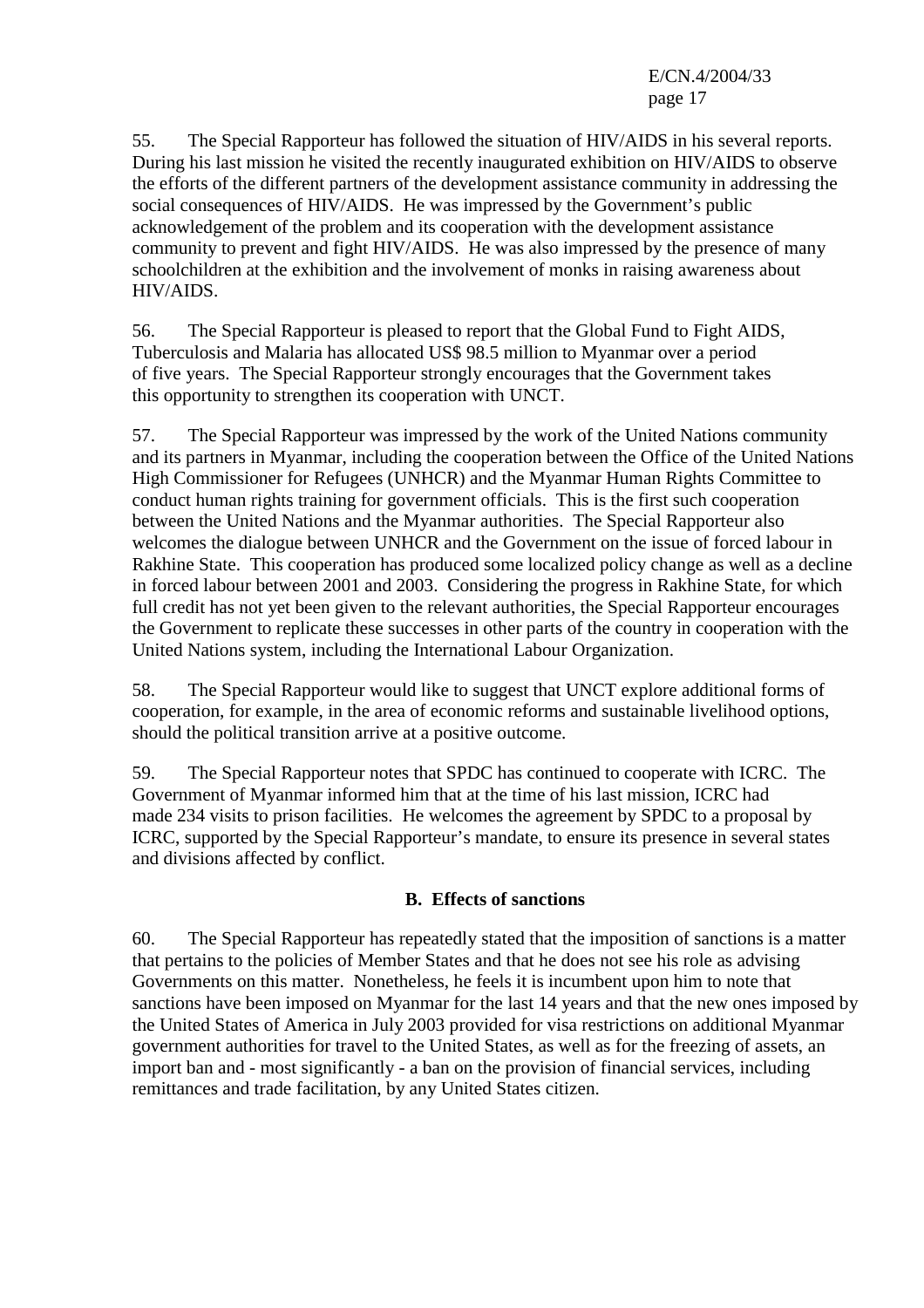55. The Special Rapporteur has followed the situation of HIV/AIDS in his several reports. During his last mission he visited the recently inaugurated exhibition on HIV/AIDS to observe the efforts of the different partners of the development assistance community in addressing the social consequences of HIV/AIDS. He was impressed by the Government's public acknowledgement of the problem and its cooperation with the development assistance community to prevent and fight HIV/AIDS. He was also impressed by the presence of many schoolchildren at the exhibition and the involvement of monks in raising awareness about HIV/AIDS.

56. The Special Rapporteur is pleased to report that the Global Fund to Fight AIDS, Tuberculosis and Malaria has allocated US$ 98.5 million to Myanmar over a period of five years. The Special Rapporteur strongly encourages that the Government takes this opportunity to strengthen its cooperation with UNCT.

57. The Special Rapporteur was impressed by the work of the United Nations community and its partners in Myanmar, including the cooperation between the Office of the United Nations High Commissioner for Refugees (UNHCR) and the Myanmar Human Rights Committee to conduct human rights training for government officials. This is the first such cooperation between the United Nations and the Myanmar authorities. The Special Rapporteur also welcomes the dialogue between UNHCR and the Government on the issue of forced labour in Rakhine State. This cooperation has produced some localized policy change as well as a decline in forced labour between 2001 and 2003. Considering the progress in Rakhine State, for which full credit has not yet been given to the relevant authorities, the Special Rapporteur encourages the Government to replicate these successes in other parts of the country in cooperation with the United Nations system, including the International Labour Organization.

58. The Special Rapporteur would like to suggest that UNCT explore additional forms of cooperation, for example, in the area of economic reforms and sustainable livelihood options, should the political transition arrive at a positive outcome.

59. The Special Rapporteur notes that SPDC has continued to cooperate with ICRC. The Government of Myanmar informed him that at the time of his last mission, ICRC had made 234 visits to prison facilities. He welcomes the agreement by SPDC to a proposal by ICRC, supported by the Special Rapporteur's mandate, to ensure its presence in several states and divisions affected by conflict.

### B. Effects of sanctions

60. The Special Rapporteur has repeatedly stated that the imposition of sanctions is a matter that pertains to the policies of Member States and that he does not see his role as advising Governments on this matter. Nonetheless, he feels it is incumbent upon him to note that sanctions have been imposed on Myanmar for the last 14 years and that the new ones imposed by the United States of America in July 2003 provided for visa restrictions on additional Myanmar government authorities for travel to the United States, as well as for the freezing of assets, an import ban and - most significantly - a ban on the provision of financial services, including remittances and trade facilitation, by any United States citizen.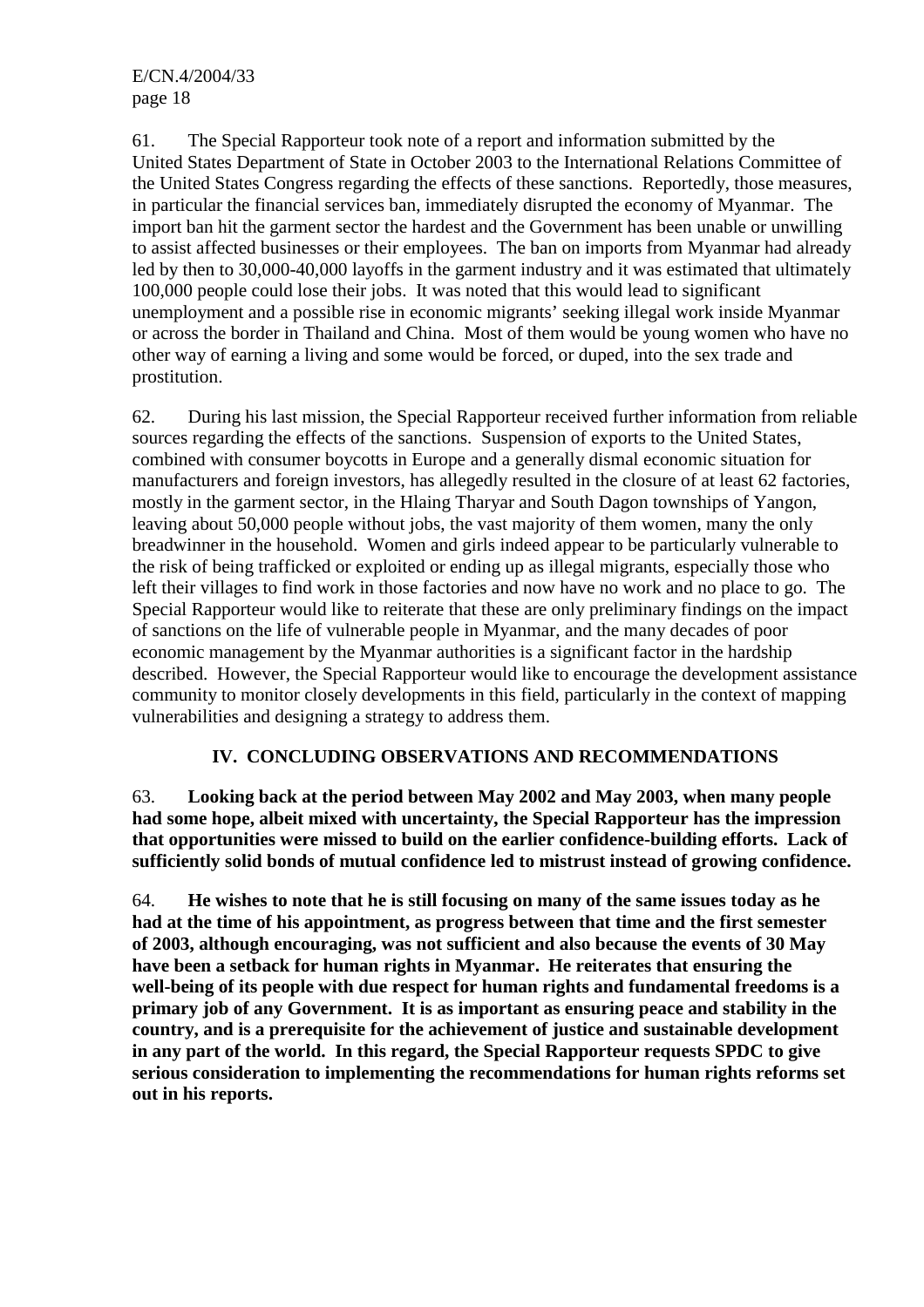61. The Special Rapporteur took note of a report and information submitted by the United States Department of State in October 2003 to the International Relations Committee of the United States Congress regarding the effects of these sanctions. Reportedly, those measures, in particular the financial services ban, immediately disrupted the economy of Myanmar. The import ban hit the garment sector the hardest and the Government has been unable or unwilling to assist affected businesses or their employees. The ban on imports from Myanmar had already led by then to 30,000-40,000 layoffs in the garment industry and it was estimated that ultimately 100,000 people could lose their jobs. It was noted that this would lead to significant unemployment and a possible rise in economic migrants' seeking illegal work inside Myanmar or across the border in Thailand and China. Most of them would be young women who have no other way of earning a living and some would be forced, or duped, into the sex trade and prostitution.

62. During his last mission, the Special Rapporteur received further information from reliable sources regarding the effects of the sanctions. Suspension of exports to the United States, combined with consumer boycotts in Europe and a generally dismal economic situation for manufacturers and foreign investors, has allegedly resulted in the closure of at least 62 factories, mostly in the garment sector, in the Hlaing Tharyar and South Dagon townships of Yangon, leaving about 50,000 people without jobs, the vast majority of them women, many the only breadwinner in the household. Women and girls indeed appear to be particularly vulnerable to the risk of being trafficked or exploited or ending up as illegal migrants, especially those who left their villages to find work in those factories and now have no work and no place to go. The Special Rapporteur would like to reiterate that these are only preliminary findings on the impact of sanctions on the life of vulnerable people in Myanmar, and the many decades of poor economic management by the Myanmar authorities is a significant factor in the hardship described. However, the Special Rapporteur would like to encourage the development assistance community to monitor closely developments in this field, particularly in the context of mapping vulnerabilities and designing a strategy to address them.

## IV. CONCLUDING OBSERVATIONS AND RECOMMENDATIONS

63. **Looking back at the period between May 2002 and May 2003, when many people had some hope, albeit mixed with uncertainty, the Special Rapporteur has the impression that opportunities were missed to build on the earlier confidence-building efforts. Lack of sufficiently solid bonds of mutual confidence led to mistrust instead of growing confidence.**

64. **He wishes to note that he is still focusing on many of the same issues today as he had at the time of his appointment, as progress between that time and the first semester of 2003, although encouraging, was not sufficient and also because the events of 30 May have been a setback for human rights in Myanmar. He reiterates that ensuring the well-being of its people with due respect for human rights and fundamental freedoms is a primary job of any Government. It is as important as ensuring peace and stability in the country, and is a prerequisite for the achievement of justice and sustainable development in any part of the world. In this regard, the Special Rapporteur requests SPDC to give serious consideration to implementing the recommendations for human rights reforms set out in his reports.**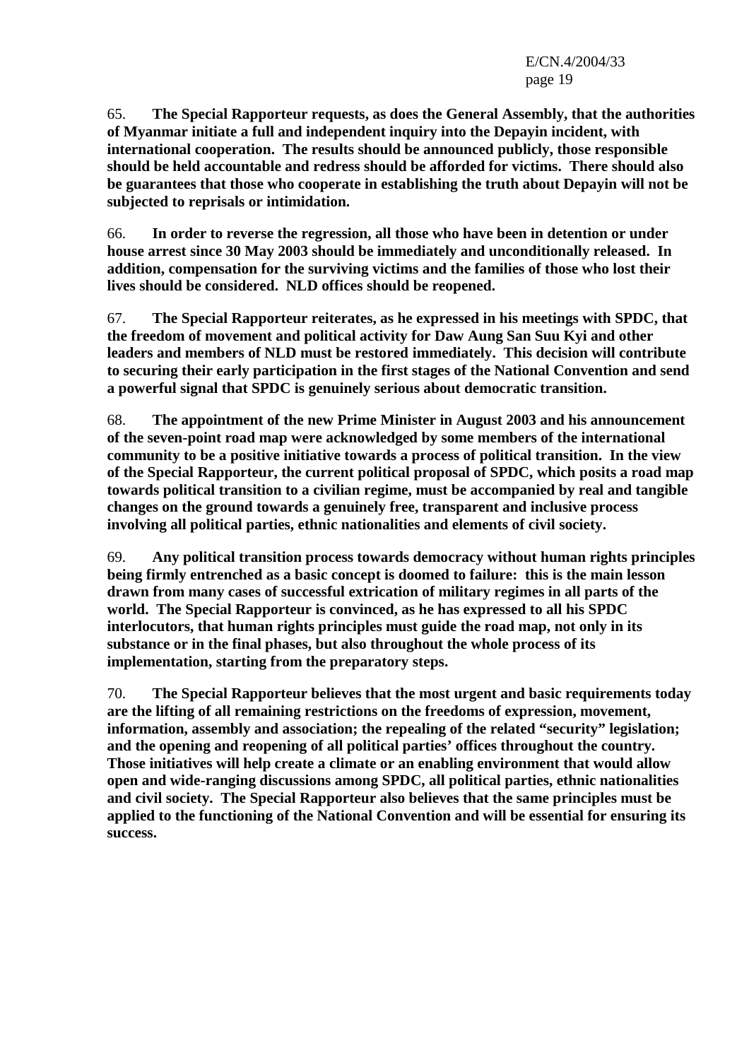65. **The Special Rapporteur requests, as does the General Assembly, that the authorities of Myanmar initiate a full and independent inquiry into the Depayin incident, with international cooperation. The results should be announced publicly, those responsible should be held accountable and redress should be afforded for victims. There should also be guarantees that those who cooperate in establishing the truth about Depayin will not be subjected to reprisals or intimidation.**

66. **In order to reverse the regression, all those who have been in detention or under house arrest since 30 May 2003 should be immediately and unconditionally released. In addition, compensation for the surviving victims and the families of those who lost their lives should be considered. NLD offices should be reopened.**

67. **The Special Rapporteur reiterates, as he expressed in his meetings with SPDC, that the freedom of movement and political activity for Daw Aung San Suu Kyi and other leaders and members of NLD must be restored immediately. This decision will contribute to securing their early participation in the first stages of the National Convention and send a powerful signal that SPDC is genuinely serious about democratic transition.**

68. **The appointment of the new Prime Minister in August 2003 and his announcement of the seven-point road map were acknowledged by some members of the international community to be a positive initiative towards a process of political transition. In the view of the Special Rapporteur, the current political proposal of SPDC, which posits a road map towards political transition to a civilian regime, must be accompanied by real and tangible changes on the ground towards a genuinely free, transparent and inclusive process involving all political parties, ethnic nationalities and elements of civil society.**

69. **Any political transition process towards democracy without human rights principles being firmly entrenched as a basic concept is doomed to failure: this is the main lesson drawn from many cases of successful extrication of military regimes in all parts of the world. The Special Rapporteur is convinced, as he has expressed to all his SPDC interlocutors, that human rights principles must guide the road map, not only in its substance or in the final phases, but also throughout the whole process of its implementation, starting from the preparatory steps.**

70. **The Special Rapporteur believes that the most urgent and basic requirements today are the lifting of all remaining restrictions on the freedoms of expression, movement, information, assembly and association; the repealing of the related "security" legislation; and the opening and reopening of all political parties' offices throughout the country. Those initiatives will help create a climate or an enabling environment that would allow open and wide-ranging discussions among SPDC, all political parties, ethnic nationalities and civil society. The Special Rapporteur also believes that the same principles must be applied to the functioning of the National Convention and will be essential for ensuring its success.**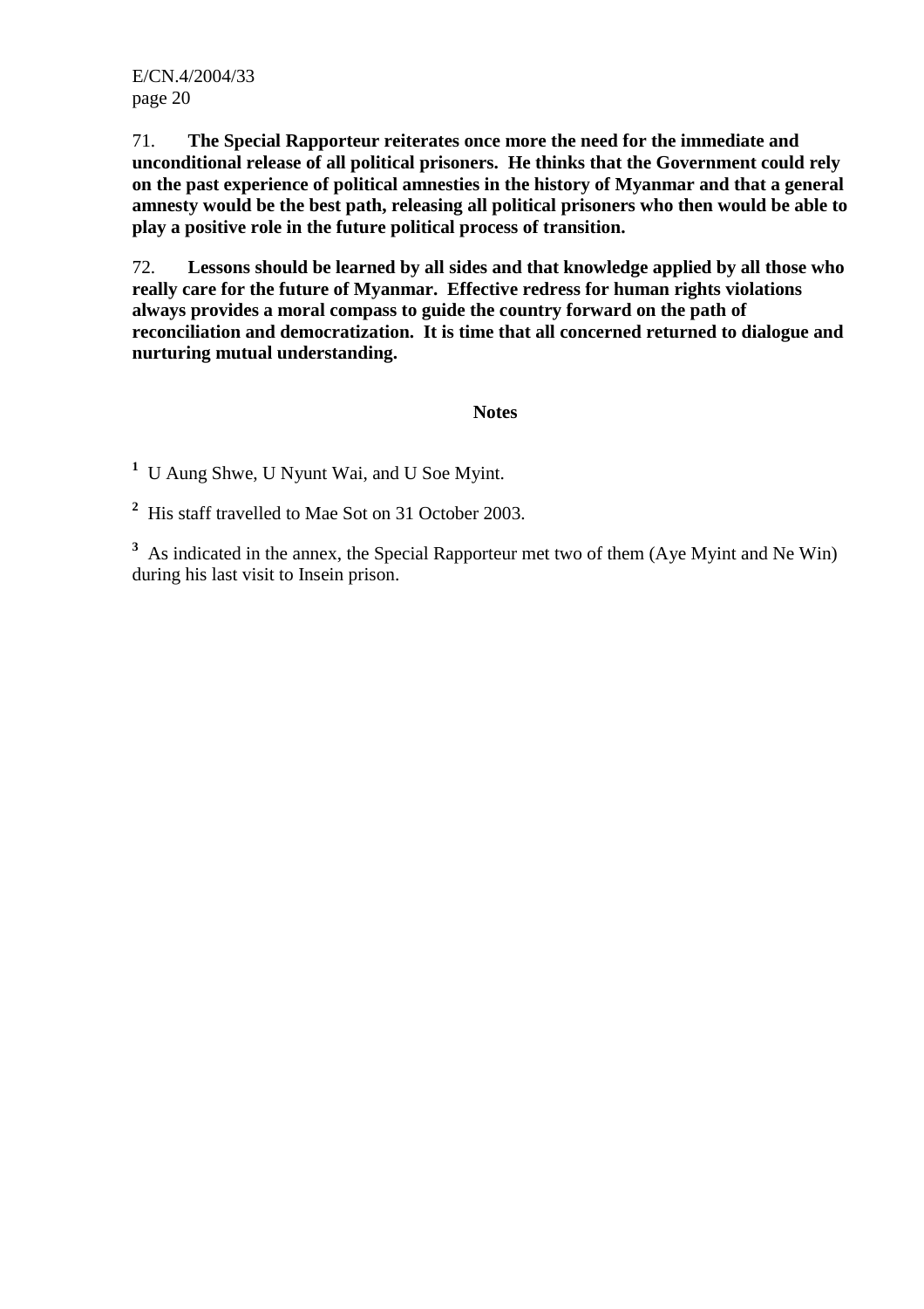71. **The Special Rapporteur reiterates once more the need for the immediate and unconditional release of all political prisoners. He thinks that the Government could rely on the past experience of political amnesties in the history of Myanmar and that a general amnesty would be the best path, releasing all political prisoners who then would be able to play a positive role in the future political process of transition.**

72. **Lessons should be learned by all sides and that knowledge applied by all those who really care for the future of Myanmar. Effective redress for human rights violations always provides a moral compass to guide the country forward on the path of reconciliation and democratization. It is time that all concerned returned to dialogue and nurturing mutual understanding.**

**Notes**

[1] U Aung Shwe, U Nyunt Wai, and U Soe Myint.

[2] His staff travelled to Mae Sot on 31 October 2003.

[3] As indicated in the annex, the Special Rapporteur met two of them (Aye Myint and Ne Win) during his last visit to Insein prison.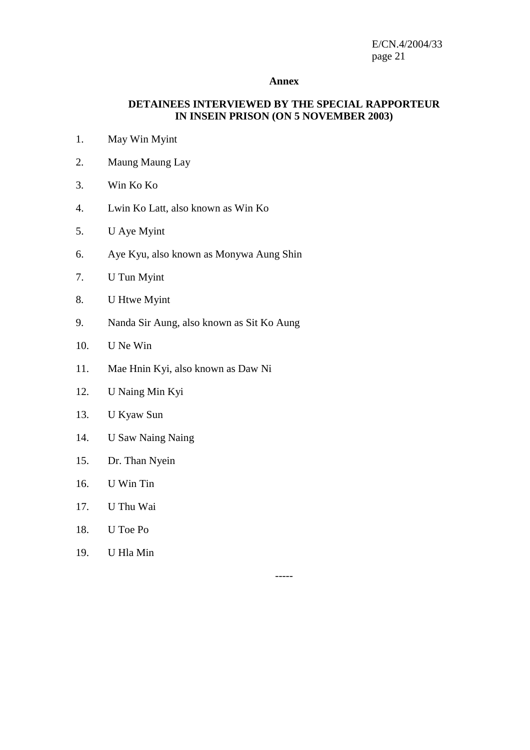## Annex

### DETAINEES INTERVIEWED BY THE SPECIAL RAPPORTEUR IN INSEIN PRISON (ON 5 NOVEMBER 2003)

1. May Win Myint
2. Maung Maung Lay
3. Win Ko Ko
4. Lwin Ko Latt, also known as Win Ko
5. U Aye Myint
6. Aye Kyu, also known as Monywa Aung Shin
7. U Tun Myint
8. U Htwe Myint
9. Nanda Sir Aung, also known as Sit Ko Aung
10. U Ne Win
11. Mae Hnin Kyi, also known as Daw Ni
12. U Naing Min Kyi
13. U Kyaw Sun
14. U Saw Naing Naing
15. Dr. Than Nyein
16. U Win Tin
17. U Thu Wai
18. U Toe Po
19. U Hla Min

-----